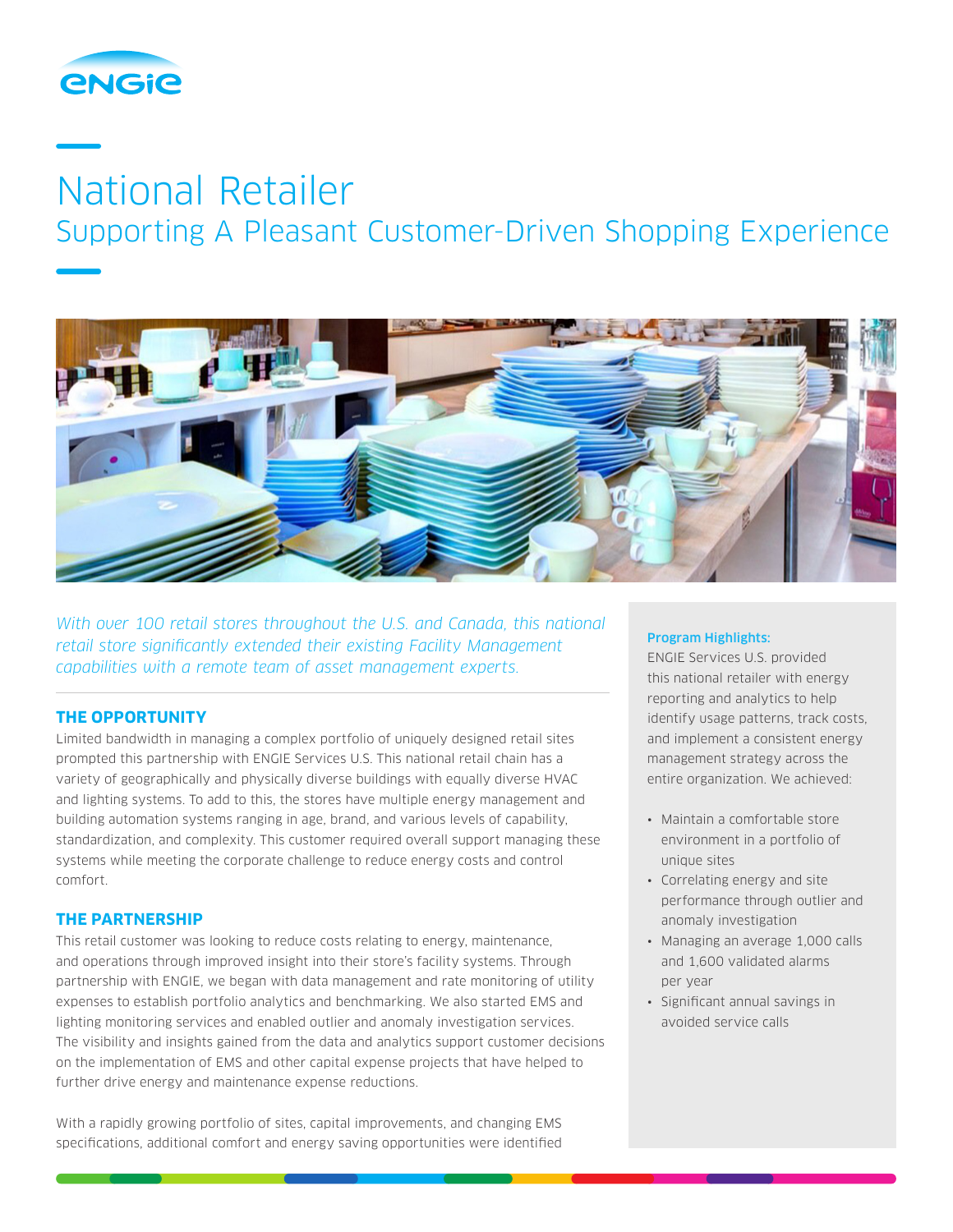ENGIE

# National Retailer

## Supporting A Pleasant Customer-Driven Shopping Experience

*With over 100 retail stores throughout the U.S. and Canada, this national retail store significantly extended their existing Facility Management capabilities with a remote team of asset management experts.*

### THE OPPORTUNITY

Limited bandwidth in managing a complex portfolio of uniquely designed retail sites prompted this partnership with ENGIE Services U.S. This national retail chain has a variety of geographically and physically diverse buildings with equally diverse HVAC and lighting systems. To add to this, the stores have multiple energy management and building automation systems ranging in age, brand, and various levels of capability, standardization, and complexity. This customer required overall support managing these systems while meeting the corporate challenge to reduce energy costs and control comfort.

### THE PARTNERSHIP

This retail customer was looking to reduce costs relating to energy, maintenance, and operations through improved insight into their store's facility systems. Through partnership with ENGIE, we began with data management and rate monitoring of utility expenses to establish portfolio analytics and benchmarking. We also started EMS and lighting monitoring services and enabled outlier and anomaly investigation services. The visibility and insights gained from the data and analytics support customer decisions on the implementation of EMS and other capital expense projects that have helped to further drive energy and maintenance expense reductions.

With a rapidly growing portfolio of sites, capital improvements, and changing EMS specifications, additional comfort and energy saving opportunities were identified

**Program Highlights:**

ENGIE Services U.S. provided this national retailer with energy reporting and analytics to help identify usage patterns, track costs, and implement a consistent energy management strategy across the entire organization. We achieved:

- Maintain a comfortable store environment in a portfolio of unique sites
- Correlating energy and site performance through outlier and anomaly investigation
- Managing an average 1,000 calls and 1,600 validated alarms per year
- Significant annual savings in avoided service calls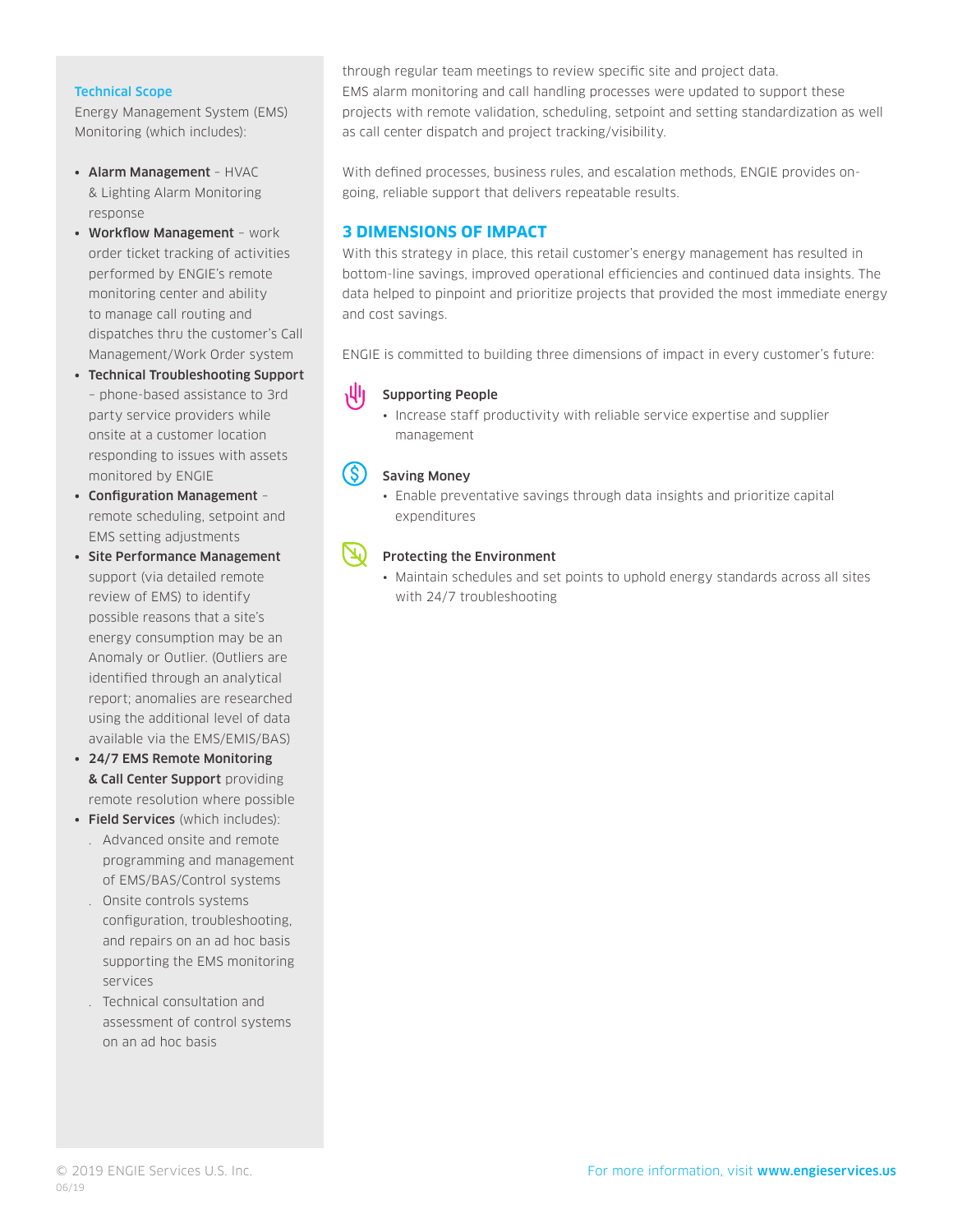**Technical Scope**

Energy Management System (EMS) Monitoring (which includes):

- **Alarm Management** – HVAC & Lighting Alarm Monitoring response
- **Workflow Management** – work order ticket tracking of activities performed by ENGIE's remote monitoring center and ability to manage call routing and dispatches thru the customer's Call Management/Work Order system
- **Technical Troubleshooting Support** – phone-based assistance to 3rd party service providers while onsite at a customer location responding to issues with assets monitored by ENGIE
- **Configuration Management** – remote scheduling, setpoint and EMS setting adjustments
- **Site Performance Management** support (via detailed remote review of EMS) to identify possible reasons that a site's energy consumption may be an Anomaly or Outlier. (Outliers are identified through an analytical report; anomalies are researched using the additional level of data available via the EMS/EMIS/BAS)
- **24/7 EMS Remote Monitoring & Call Center Support** providing remote resolution where possible
- **Field Services** (which includes):
  - Advanced onsite and remote programming and management of EMS/BAS/Control systems
  - Onsite controls systems configuration, troubleshooting, and repairs on an ad hoc basis supporting the EMS monitoring services
  - Technical consultation and assessment of control systems on an ad hoc basis

through regular team meetings to review specific site and project data. EMS alarm monitoring and call handling processes were updated to support these projects with remote validation, scheduling, setpoint and setting standardization as well as call center dispatch and project tracking/visibility.

With defined processes, business rules, and escalation methods, ENGIE provides on-going, reliable support that delivers repeatable results.

## 3 DIMENSIONS OF IMPACT

With this strategy in place, this retail customer's energy management has resulted in bottom-line savings, improved operational efficiencies and continued data insights. The data helped to pinpoint and prioritize projects that provided the most immediate energy and cost savings.

ENGIE is committed to building three dimensions of impact in every customer's future:

**Supporting People**

- Increase staff productivity with reliable service expertise and supplier management

**Saving Money**

- Enable preventative savings through data insights and prioritize capital expenditures

**Protecting the Environment**

- Maintain schedules and set points to uphold energy standards across all sites with 24/7 troubleshooting

© 2019 ENGIE Services U.S. Inc.
06/19

For more information, visit **www.engieservices.us**